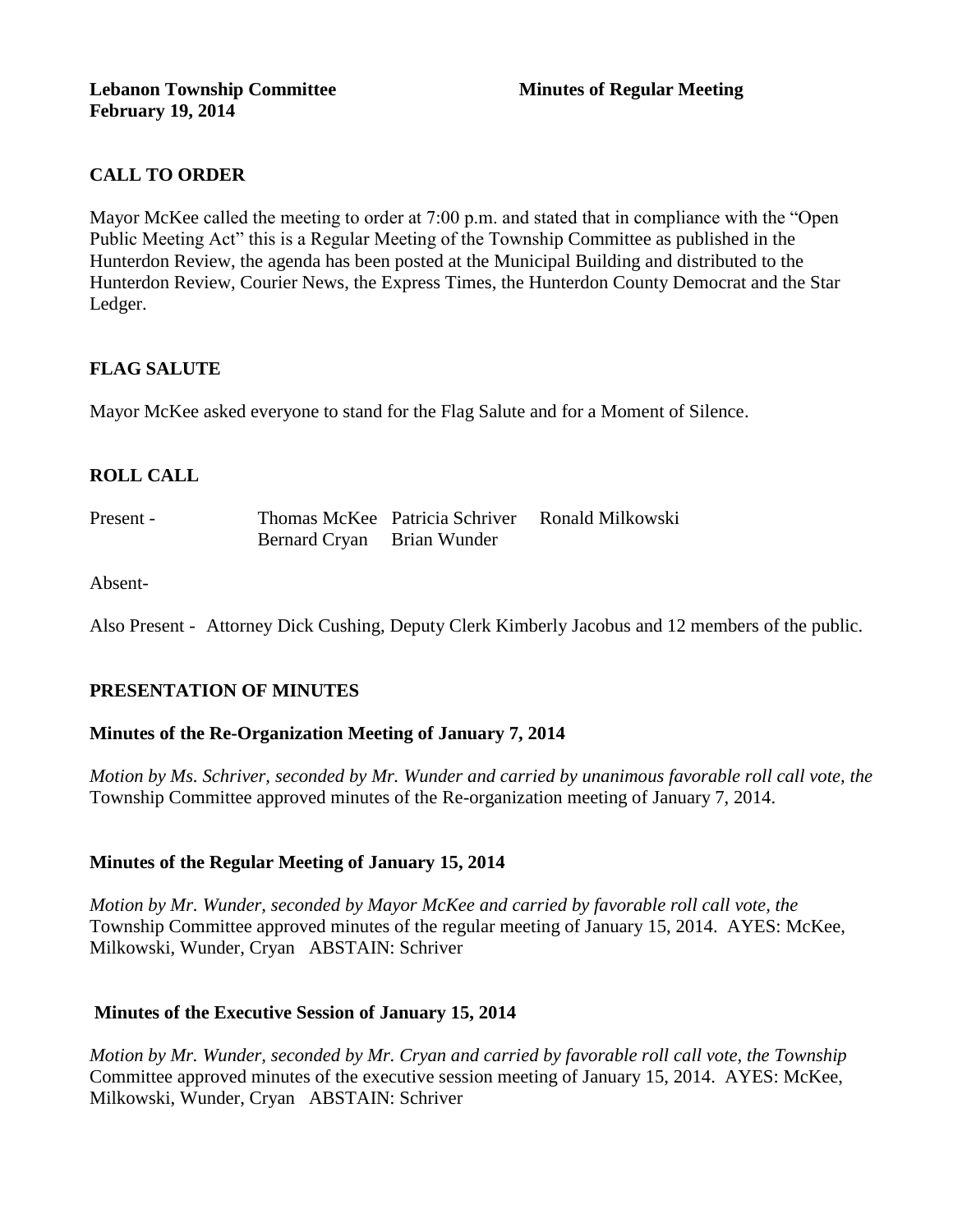**Lebanon Township Committee** **Minutes of Regular Meeting**
**February 19, 2014**

## CALL TO ORDER

Mayor McKee called the meeting to order at 7:00 p.m. and stated that in compliance with the "Open Public Meeting Act" this is a Regular Meeting of the Township Committee as published in the Hunterdon Review, the agenda has been posted at the Municipal Building and distributed to the Hunterdon Review, Courier News, the Express Times, the Hunterdon County Democrat and the Star Ledger.

## FLAG SALUTE

Mayor McKee asked everyone to stand for the Flag Salute and for a Moment of Silence.

## ROLL CALL

Present - Thomas McKee Patricia Schriver Ronald Milkowski
Bernard Cryan Brian Wunder

Absent-

Also Present - Attorney Dick Cushing, Deputy Clerk Kimberly Jacobus and 12 members of the public.

## PRESENTATION OF MINUTES

### Minutes of the Re-Organization Meeting of January 7, 2014

*Motion by Ms. Schriver, seconded by Mr. Wunder and carried by unanimous favorable roll call vote, the* Township Committee approved minutes of the Re-organization meeting of January 7, 2014.

### Minutes of the Regular Meeting of January 15, 2014

*Motion by Mr. Wunder, seconded by Mayor McKee and carried by favorable roll call vote, the* Township Committee approved minutes of the regular meeting of January 15, 2014. AYES: McKee, Milkowski, Wunder, Cryan ABSTAIN: Schriver

### Minutes of the Executive Session of January 15, 2014

*Motion by Mr. Wunder, seconded by Mr. Cryan and carried by favorable roll call vote, the Township* Committee approved minutes of the executive session meeting of January 15, 2014. AYES: McKee, Milkowski, Wunder, Cryan ABSTAIN: Schriver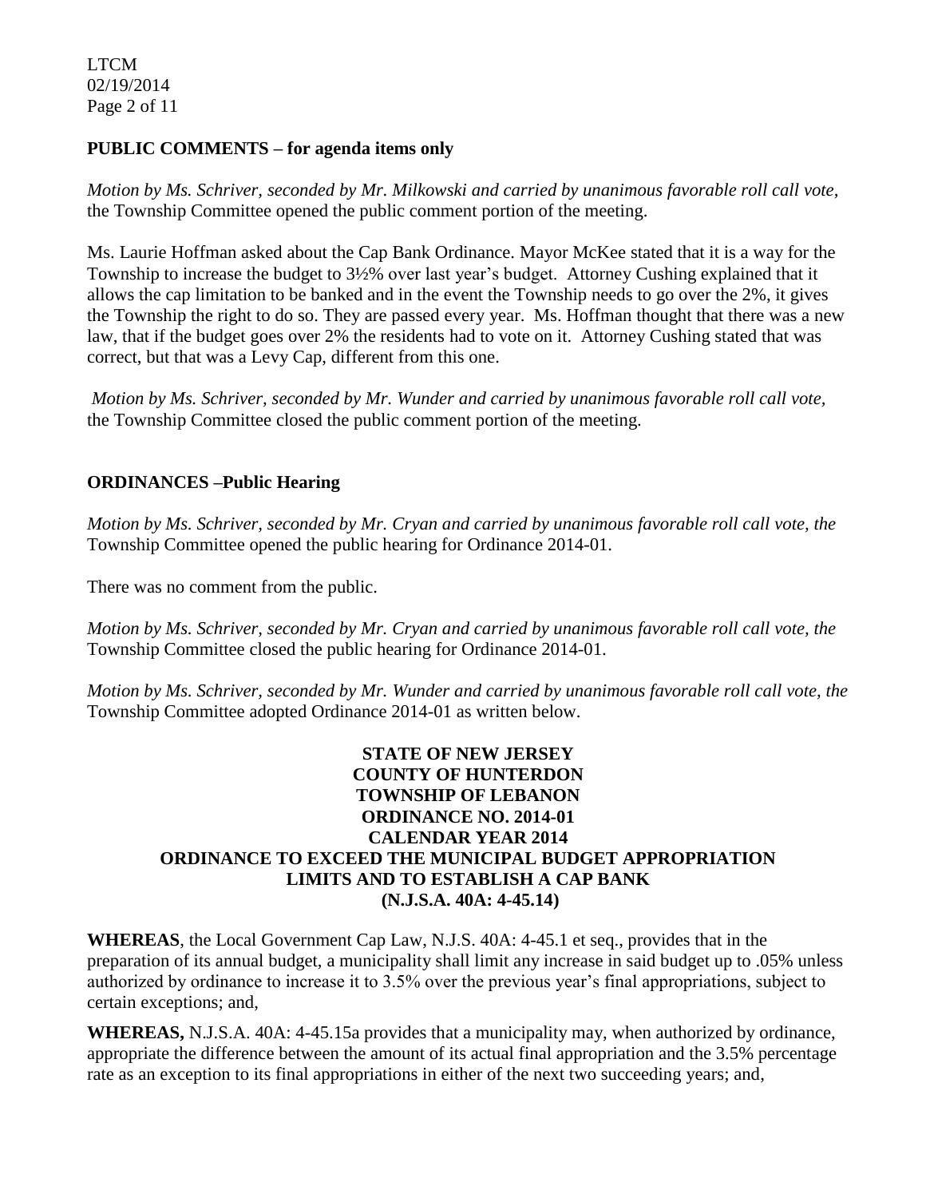## PUBLIC COMMENTS – for agenda items only

*Motion by Ms. Schriver, seconded by Mr. Milkowski and carried by unanimous favorable roll call vote,* the Township Committee opened the public comment portion of the meeting.

Ms. Laurie Hoffman asked about the Cap Bank Ordinance. Mayor McKee stated that it is a way for the Township to increase the budget to 3½% over last year's budget. Attorney Cushing explained that it allows the cap limitation to be banked and in the event the Township needs to go over the 2%, it gives the Township the right to do so. They are passed every year. Ms. Hoffman thought that there was a new law, that if the budget goes over 2% the residents had to vote on it. Attorney Cushing stated that was correct, but that was a Levy Cap, different from this one.

*Motion by Ms. Schriver, seconded by Mr. Wunder and carried by unanimous favorable roll call vote,* the Township Committee closed the public comment portion of the meeting.

## ORDINANCES –Public Hearing

*Motion by Ms. Schriver, seconded by Mr. Cryan and carried by unanimous favorable roll call vote, the* Township Committee opened the public hearing for Ordinance 2014-01.

There was no comment from the public.

*Motion by Ms. Schriver, seconded by Mr. Cryan and carried by unanimous favorable roll call vote, the* Township Committee closed the public hearing for Ordinance 2014-01.

*Motion by Ms. Schriver, seconded by Mr. Wunder and carried by unanimous favorable roll call vote, the* Township Committee adopted Ordinance 2014-01 as written below.

**STATE OF NEW JERSEY**
**COUNTY OF HUNTERDON**
**TOWNSHIP OF LEBANON**
**ORDINANCE NO. 2014-01**
**CALENDAR YEAR 2014**
**ORDINANCE TO EXCEED THE MUNICIPAL BUDGET APPROPRIATION LIMITS AND TO ESTABLISH A CAP BANK**
**(N.J.S.A. 40A: 4-45.14)**

**WHEREAS**, the Local Government Cap Law, N.J.S. 40A: 4-45.1 et seq., provides that in the preparation of its annual budget, a municipality shall limit any increase in said budget up to .05% unless authorized by ordinance to increase it to 3.5% over the previous year's final appropriations, subject to certain exceptions; and,

**WHEREAS,** N.J.S.A. 40A: 4-45.15a provides that a municipality may, when authorized by ordinance, appropriate the difference between the amount of its actual final appropriation and the 3.5% percentage rate as an exception to its final appropriations in either of the next two succeeding years; and,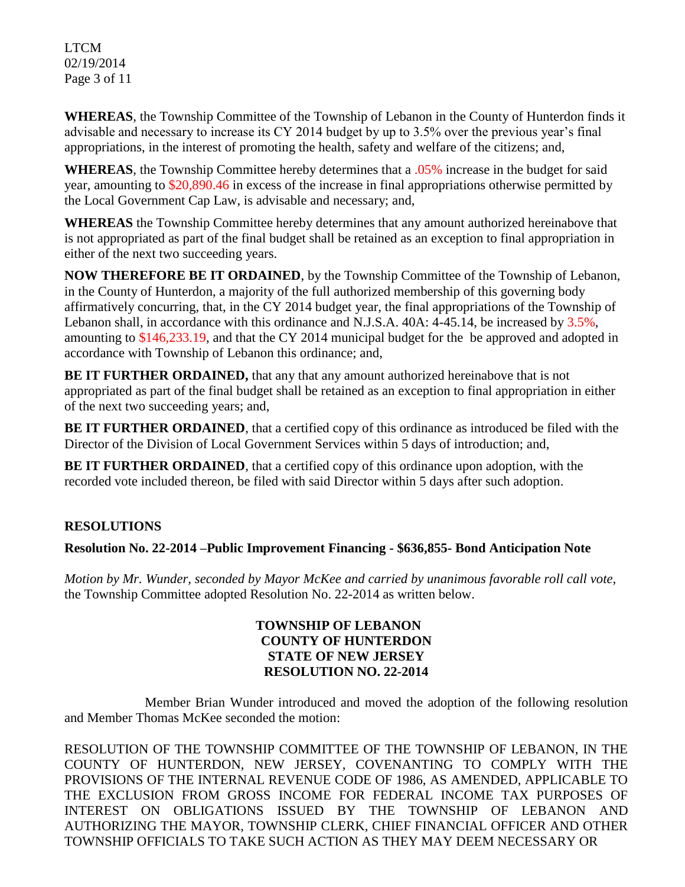**WHEREAS**, the Township Committee of the Township of Lebanon in the County of Hunterdon finds it advisable and necessary to increase its CY 2014 budget by up to 3.5% over the previous year's final appropriations, in the interest of promoting the health, safety and welfare of the citizens; and,

**WHEREAS**, the Township Committee hereby determines that a .05% increase in the budget for said year, amounting to $20,890.46 in excess of the increase in final appropriations otherwise permitted by the Local Government Cap Law, is advisable and necessary; and,

**WHEREAS** the Township Committee hereby determines that any amount authorized hereinabove that is not appropriated as part of the final budget shall be retained as an exception to final appropriation in either of the next two succeeding years.

**NOW THEREFORE BE IT ORDAINED**, by the Township Committee of the Township of Lebanon, in the County of Hunterdon, a majority of the full authorized membership of this governing body affirmatively concurring, that, in the CY 2014 budget year, the final appropriations of the Township of Lebanon shall, in accordance with this ordinance and N.J.S.A. 40A: 4-45.14, be increased by 3.5%, amounting to $146,233.19, and that the CY 2014 municipal budget for the be approved and adopted in accordance with Township of Lebanon this ordinance; and,

**BE IT FURTHER ORDAINED,** that any that any amount authorized hereinabove that is not appropriated as part of the final budget shall be retained as an exception to final appropriation in either of the next two succeeding years; and,

**BE IT FURTHER ORDAINED**, that a certified copy of this ordinance as introduced be filed with the Director of the Division of Local Government Services within 5 days of introduction; and,

**BE IT FURTHER ORDAINED**, that a certified copy of this ordinance upon adoption, with the recorded vote included thereon, be filed with said Director within 5 days after such adoption.

## RESOLUTIONS

### Resolution No. 22-2014 –Public Improvement Financing - $636,855- Bond Anticipation Note

*Motion by Mr. Wunder, seconded by Mayor McKee and carried by unanimous favorable roll call vote,* the Township Committee adopted Resolution No. 22-2014 as written below.

**TOWNSHIP OF LEBANON**
**COUNTY OF HUNTERDON**
**STATE OF NEW JERSEY**
**RESOLUTION NO. 22-2014**

Member Brian Wunder introduced and moved the adoption of the following resolution and Member Thomas McKee seconded the motion:

RESOLUTION OF THE TOWNSHIP COMMITTEE OF THE TOWNSHIP OF LEBANON, IN THE COUNTY OF HUNTERDON, NEW JERSEY, COVENANTING TO COMPLY WITH THE PROVISIONS OF THE INTERNAL REVENUE CODE OF 1986, AS AMENDED, APPLICABLE TO THE EXCLUSION FROM GROSS INCOME FOR FEDERAL INCOME TAX PURPOSES OF INTEREST ON OBLIGATIONS ISSUED BY THE TOWNSHIP OF LEBANON AND AUTHORIZING THE MAYOR, TOWNSHIP CLERK, CHIEF FINANCIAL OFFICER AND OTHER TOWNSHIP OFFICIALS TO TAKE SUCH ACTION AS THEY MAY DEEM NECESSARY OR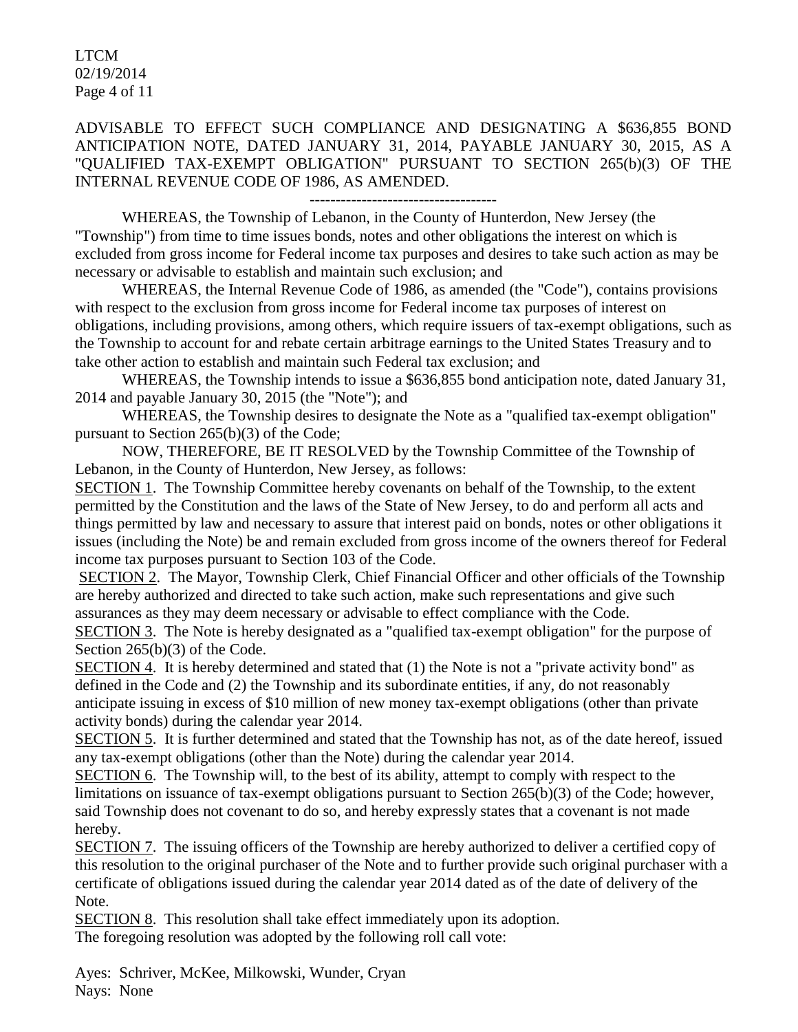ADVISABLE TO EFFECT SUCH COMPLIANCE AND DESIGNATING A $636,855 BOND ANTICIPATION NOTE, DATED JANUARY 31, 2014, PAYABLE JANUARY 30, 2015, AS A "QUALIFIED TAX-EXEMPT OBLIGATION" PURSUANT TO SECTION 265(b)(3) OF THE INTERNAL REVENUE CODE OF 1986, AS AMENDED.

------------------------------------

WHEREAS, the Township of Lebanon, in the County of Hunterdon, New Jersey (the "Township") from time to time issues bonds, notes and other obligations the interest on which is excluded from gross income for Federal income tax purposes and desires to take such action as may be necessary or advisable to establish and maintain such exclusion; and

WHEREAS, the Internal Revenue Code of 1986, as amended (the "Code"), contains provisions with respect to the exclusion from gross income for Federal income tax purposes of interest on obligations, including provisions, among others, which require issuers of tax-exempt obligations, such as the Township to account for and rebate certain arbitrage earnings to the United States Treasury and to take other action to establish and maintain such Federal tax exclusion; and

WHEREAS, the Township intends to issue a $636,855 bond anticipation note, dated January 31, 2014 and payable January 30, 2015 (the "Note"); and

WHEREAS, the Township desires to designate the Note as a "qualified tax-exempt obligation" pursuant to Section 265(b)(3) of the Code;

NOW, THEREFORE, BE IT RESOLVED by the Township Committee of the Township of Lebanon, in the County of Hunterdon, New Jersey, as follows:

SECTION 1. The Township Committee hereby covenants on behalf of the Township, to the extent permitted by the Constitution and the laws of the State of New Jersey, to do and perform all acts and things permitted by law and necessary to assure that interest paid on bonds, notes or other obligations it issues (including the Note) be and remain excluded from gross income of the owners thereof for Federal income tax purposes pursuant to Section 103 of the Code.

SECTION 2. The Mayor, Township Clerk, Chief Financial Officer and other officials of the Township are hereby authorized and directed to take such action, make such representations and give such assurances as they may deem necessary or advisable to effect compliance with the Code.

SECTION 3. The Note is hereby designated as a "qualified tax-exempt obligation" for the purpose of Section 265(b)(3) of the Code.

SECTION 4. It is hereby determined and stated that (1) the Note is not a "private activity bond" as defined in the Code and (2) the Township and its subordinate entities, if any, do not reasonably anticipate issuing in excess of $10 million of new money tax-exempt obligations (other than private activity bonds) during the calendar year 2014.

SECTION 5. It is further determined and stated that the Township has not, as of the date hereof, issued any tax-exempt obligations (other than the Note) during the calendar year 2014.

SECTION 6. The Township will, to the best of its ability, attempt to comply with respect to the limitations on issuance of tax-exempt obligations pursuant to Section 265(b)(3) of the Code; however, said Township does not covenant to do so, and hereby expressly states that a covenant is not made hereby.

SECTION 7. The issuing officers of the Township are hereby authorized to deliver a certified copy of this resolution to the original purchaser of the Note and to further provide such original purchaser with a certificate of obligations issued during the calendar year 2014 dated as of the date of delivery of the Note.

SECTION 8. This resolution shall take effect immediately upon its adoption.

The foregoing resolution was adopted by the following roll call vote:

Ayes: Schriver, McKee, Milkowski, Wunder, Cryan
Nays: None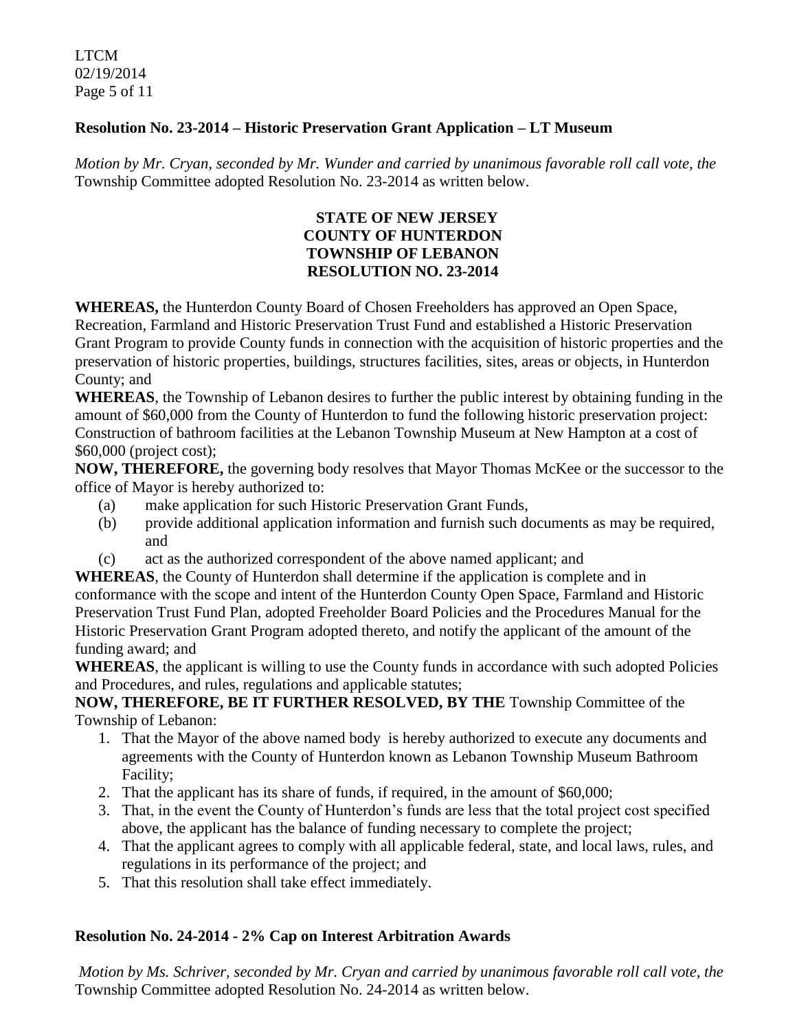**Resolution No. 23-2014 – Historic Preservation Grant Application – LT Museum**

*Motion by Mr. Cryan, seconded by Mr. Wunder and carried by unanimous favorable roll call vote, the* Township Committee adopted Resolution No. 23-2014 as written below.

**STATE OF NEW JERSEY**
**COUNTY OF HUNTERDON**
**TOWNSHIP OF LEBANON**
**RESOLUTION NO. 23-2014**

**WHEREAS,** the Hunterdon County Board of Chosen Freeholders has approved an Open Space, Recreation, Farmland and Historic Preservation Trust Fund and established a Historic Preservation Grant Program to provide County funds in connection with the acquisition of historic properties and the preservation of historic properties, buildings, structures facilities, sites, areas or objects, in Hunterdon County; and

**WHEREAS**, the Township of Lebanon desires to further the public interest by obtaining funding in the amount of $60,000 from the County of Hunterdon to fund the following historic preservation project: Construction of bathroom facilities at the Lebanon Township Museum at New Hampton at a cost of $60,000 (project cost);

**NOW, THEREFORE,** the governing body resolves that Mayor Thomas McKee or the successor to the office of Mayor is hereby authorized to:

(a) make application for such Historic Preservation Grant Funds,
(b) provide additional application information and furnish such documents as may be required, and
(c) act as the authorized correspondent of the above named applicant; and

**WHEREAS**, the County of Hunterdon shall determine if the application is complete and in conformance with the scope and intent of the Hunterdon County Open Space, Farmland and Historic Preservation Trust Fund Plan, adopted Freeholder Board Policies and the Procedures Manual for the Historic Preservation Grant Program adopted thereto, and notify the applicant of the amount of the funding award; and

**WHEREAS**, the applicant is willing to use the County funds in accordance with such adopted Policies and Procedures, and rules, regulations and applicable statutes;

**NOW, THEREFORE, BE IT FURTHER RESOLVED, BY THE** Township Committee of the Township of Lebanon:

1. That the Mayor of the above named body is hereby authorized to execute any documents and agreements with the County of Hunterdon known as Lebanon Township Museum Bathroom Facility;
2. That the applicant has its share of funds, if required, in the amount of $60,000;
3. That, in the event the County of Hunterdon's funds are less that the total project cost specified above, the applicant has the balance of funding necessary to complete the project;
4. That the applicant agrees to comply with all applicable federal, state, and local laws, rules, and regulations in its performance of the project; and
5. That this resolution shall take effect immediately.

**Resolution No. 24-2014 - 2% Cap on Interest Arbitration Awards**

*Motion by Ms. Schriver, seconded by Mr. Cryan and carried by unanimous favorable roll call vote, the* Township Committee adopted Resolution No. 24-2014 as written below.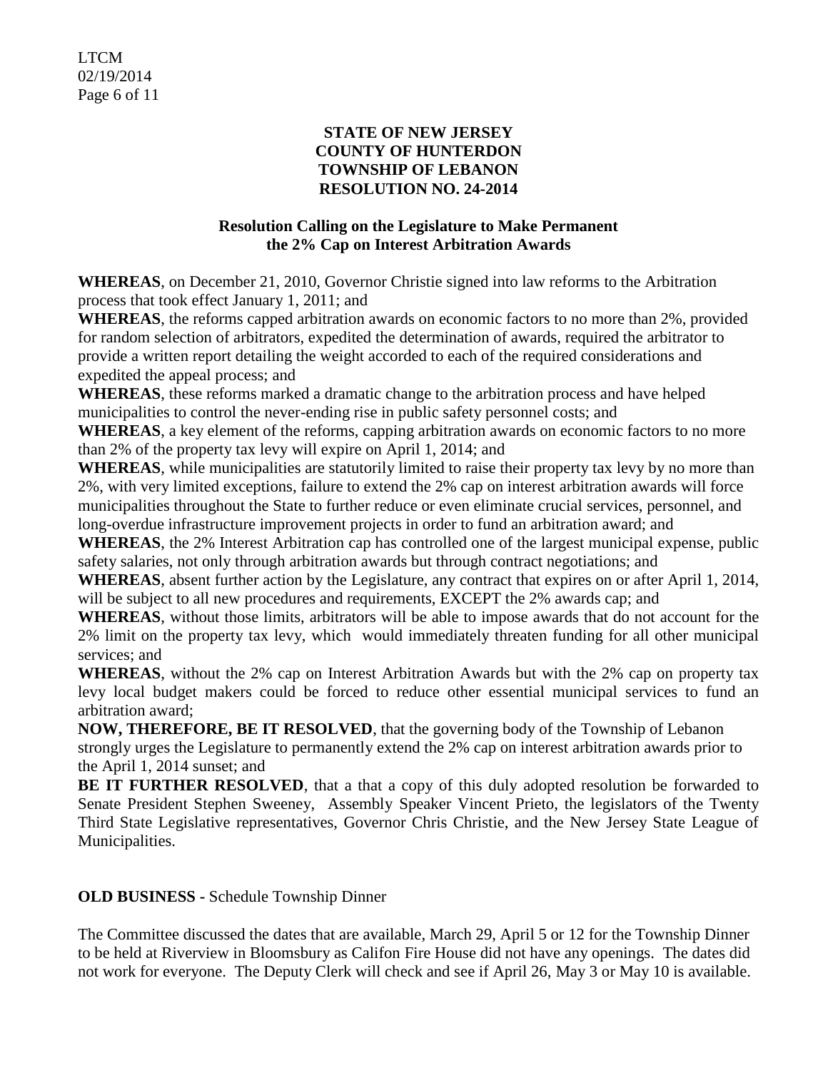**STATE OF NEW JERSEY**
**COUNTY OF HUNTERDON**
**TOWNSHIP OF LEBANON**
**RESOLUTION NO. 24-2014**

**Resolution Calling on the Legislature to Make Permanent the 2% Cap on Interest Arbitration Awards**

**WHEREAS**, on December 21, 2010, Governor Christie signed into law reforms to the Arbitration process that took effect January 1, 2011; and

**WHEREAS**, the reforms capped arbitration awards on economic factors to no more than 2%, provided for random selection of arbitrators, expedited the determination of awards, required the arbitrator to provide a written report detailing the weight accorded to each of the required considerations and expedited the appeal process; and

**WHEREAS**, these reforms marked a dramatic change to the arbitration process and have helped municipalities to control the never-ending rise in public safety personnel costs; and

**WHEREAS**, a key element of the reforms, capping arbitration awards on economic factors to no more than 2% of the property tax levy will expire on April 1, 2014; and

**WHEREAS**, while municipalities are statutorily limited to raise their property tax levy by no more than 2%, with very limited exceptions, failure to extend the 2% cap on interest arbitration awards will force municipalities throughout the State to further reduce or even eliminate crucial services, personnel, and long-overdue infrastructure improvement projects in order to fund an arbitration award; and

**WHEREAS**, the 2% Interest Arbitration cap has controlled one of the largest municipal expense, public safety salaries, not only through arbitration awards but through contract negotiations; and

**WHEREAS**, absent further action by the Legislature, any contract that expires on or after April 1, 2014, will be subject to all new procedures and requirements, EXCEPT the 2% awards cap; and

**WHEREAS**, without those limits, arbitrators will be able to impose awards that do not account for the 2% limit on the property tax levy, which would immediately threaten funding for all other municipal services; and

**WHEREAS**, without the 2% cap on Interest Arbitration Awards but with the 2% cap on property tax levy local budget makers could be forced to reduce other essential municipal services to fund an arbitration award;

**NOW, THEREFORE, BE IT RESOLVED**, that the governing body of the Township of Lebanon strongly urges the Legislature to permanently extend the 2% cap on interest arbitration awards prior to the April 1, 2014 sunset; and

**BE IT FURTHER RESOLVED**, that a that a copy of this duly adopted resolution be forwarded to Senate President Stephen Sweeney, Assembly Speaker Vincent Prieto, the legislators of the Twenty Third State Legislative representatives, Governor Chris Christie, and the New Jersey State League of Municipalities.

**OLD BUSINESS -** Schedule Township Dinner

The Committee discussed the dates that are available, March 29, April 5 or 12 for the Township Dinner to be held at Riverview in Bloomsbury as Califon Fire House did not have any openings. The dates did not work for everyone. The Deputy Clerk will check and see if April 26, May 3 or May 10 is available.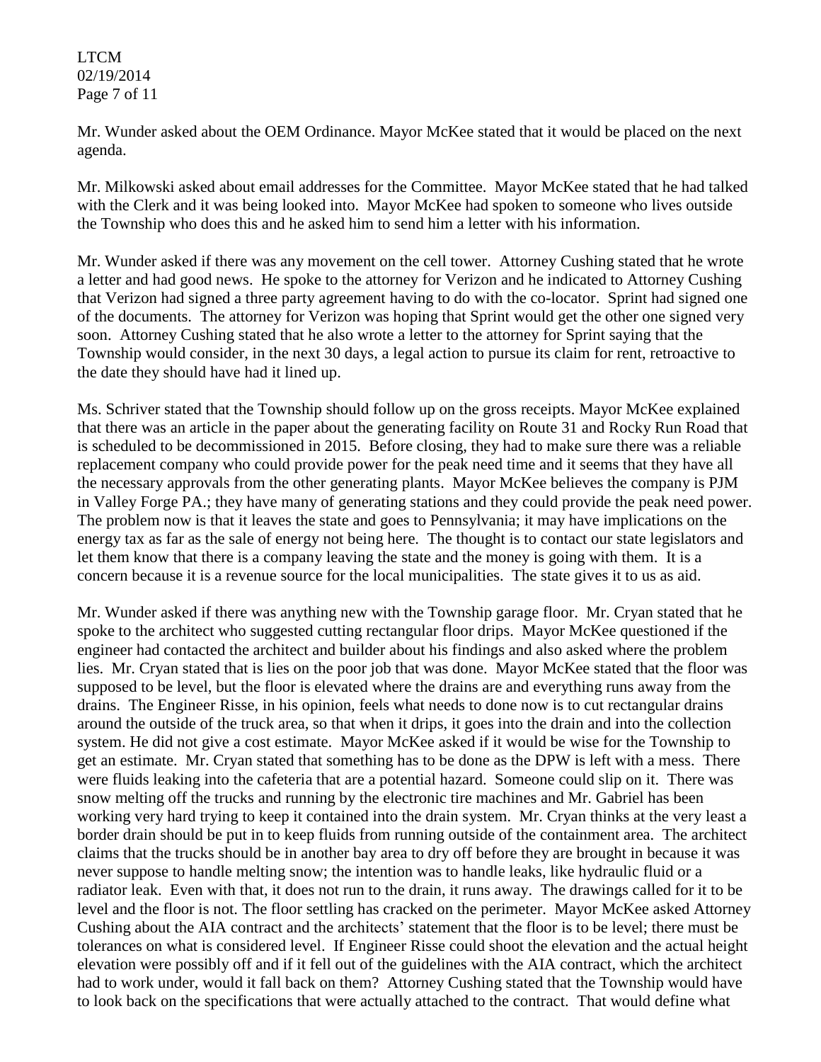Mr. Wunder asked about the OEM Ordinance. Mayor McKee stated that it would be placed on the next agenda.

Mr. Milkowski asked about email addresses for the Committee. Mayor McKee stated that he had talked with the Clerk and it was being looked into. Mayor McKee had spoken to someone who lives outside the Township who does this and he asked him to send him a letter with his information.

Mr. Wunder asked if there was any movement on the cell tower. Attorney Cushing stated that he wrote a letter and had good news. He spoke to the attorney for Verizon and he indicated to Attorney Cushing that Verizon had signed a three party agreement having to do with the co-locator. Sprint had signed one of the documents. The attorney for Verizon was hoping that Sprint would get the other one signed very soon. Attorney Cushing stated that he also wrote a letter to the attorney for Sprint saying that the Township would consider, in the next 30 days, a legal action to pursue its claim for rent, retroactive to the date they should have had it lined up.

Ms. Schriver stated that the Township should follow up on the gross receipts. Mayor McKee explained that there was an article in the paper about the generating facility on Route 31 and Rocky Run Road that is scheduled to be decommissioned in 2015. Before closing, they had to make sure there was a reliable replacement company who could provide power for the peak need time and it seems that they have all the necessary approvals from the other generating plants. Mayor McKee believes the company is PJM in Valley Forge PA.; they have many of generating stations and they could provide the peak need power. The problem now is that it leaves the state and goes to Pennsylvania; it may have implications on the energy tax as far as the sale of energy not being here. The thought is to contact our state legislators and let them know that there is a company leaving the state and the money is going with them. It is a concern because it is a revenue source for the local municipalities. The state gives it to us as aid.

Mr. Wunder asked if there was anything new with the Township garage floor. Mr. Cryan stated that he spoke to the architect who suggested cutting rectangular floor drips. Mayor McKee questioned if the engineer had contacted the architect and builder about his findings and also asked where the problem lies. Mr. Cryan stated that is lies on the poor job that was done. Mayor McKee stated that the floor was supposed to be level, but the floor is elevated where the drains are and everything runs away from the drains. The Engineer Risse, in his opinion, feels what needs to done now is to cut rectangular drains around the outside of the truck area, so that when it drips, it goes into the drain and into the collection system. He did not give a cost estimate. Mayor McKee asked if it would be wise for the Township to get an estimate. Mr. Cryan stated that something has to be done as the DPW is left with a mess. There were fluids leaking into the cafeteria that are a potential hazard. Someone could slip on it. There was snow melting off the trucks and running by the electronic tire machines and Mr. Gabriel has been working very hard trying to keep it contained into the drain system. Mr. Cryan thinks at the very least a border drain should be put in to keep fluids from running outside of the containment area. The architect claims that the trucks should be in another bay area to dry off before they are brought in because it was never suppose to handle melting snow; the intention was to handle leaks, like hydraulic fluid or a radiator leak. Even with that, it does not run to the drain, it runs away. The drawings called for it to be level and the floor is not. The floor settling has cracked on the perimeter. Mayor McKee asked Attorney Cushing about the AIA contract and the architects' statement that the floor is to be level; there must be tolerances on what is considered level. If Engineer Risse could shoot the elevation and the actual height elevation were possibly off and if it fell out of the guidelines with the AIA contract, which the architect had to work under, would it fall back on them? Attorney Cushing stated that the Township would have to look back on the specifications that were actually attached to the contract. That would define what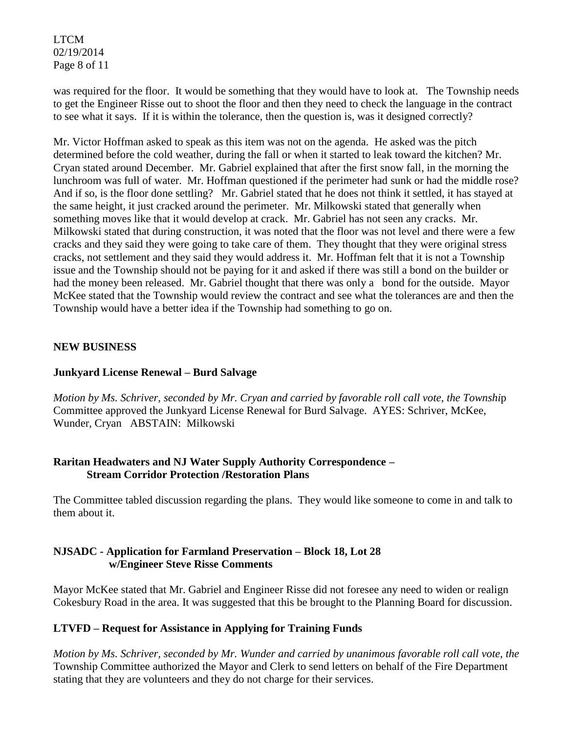was required for the floor. It would be something that they would have to look at. The Township needs to get the Engineer Risse out to shoot the floor and then they need to check the language in the contract to see what it says. If it is within the tolerance, then the question is, was it designed correctly?

Mr. Victor Hoffman asked to speak as this item was not on the agenda. He asked was the pitch determined before the cold weather, during the fall or when it started to leak toward the kitchen? Mr. Cryan stated around December. Mr. Gabriel explained that after the first snow fall, in the morning the lunchroom was full of water. Mr. Hoffman questioned if the perimeter had sunk or had the middle rose? And if so, is the floor done settling? Mr. Gabriel stated that he does not think it settled, it has stayed at the same height, it just cracked around the perimeter. Mr. Milkowski stated that generally when something moves like that it would develop at crack. Mr. Gabriel has not seen any cracks. Mr. Milkowski stated that during construction, it was noted that the floor was not level and there were a few cracks and they said they were going to take care of them. They thought that they were original stress cracks, not settlement and they said they would address it. Mr. Hoffman felt that it is not a Township issue and the Township should not be paying for it and asked if there was still a bond on the builder or had the money been released. Mr. Gabriel thought that there was only a bond for the outside. Mayor McKee stated that the Township would review the contract and see what the tolerances are and then the Township would have a better idea if the Township had something to go on.

## NEW BUSINESS

### Junkyard License Renewal – Burd Salvage

*Motion by Ms. Schriver, seconded by Mr. Cryan and carried by favorable roll call vote, the Townshi*p Committee approved the Junkyard License Renewal for Burd Salvage. AYES: Schriver, McKee, Wunder, Cryan ABSTAIN: Milkowski

### Raritan Headwaters and NJ Water Supply Authority Correspondence – Stream Corridor Protection /Restoration Plans

The Committee tabled discussion regarding the plans. They would like someone to come in and talk to them about it.

### NJSADC - Application for Farmland Preservation – Block 18, Lot 28 w/Engineer Steve Risse Comments

Mayor McKee stated that Mr. Gabriel and Engineer Risse did not foresee any need to widen or realign Cokesbury Road in the area. It was suggested that this be brought to the Planning Board for discussion.

### LTVFD – Request for Assistance in Applying for Training Funds

*Motion by Ms. Schriver, seconded by Mr. Wunder and carried by unanimous favorable roll call vote, the* Township Committee authorized the Mayor and Clerk to send letters on behalf of the Fire Department stating that they are volunteers and they do not charge for their services.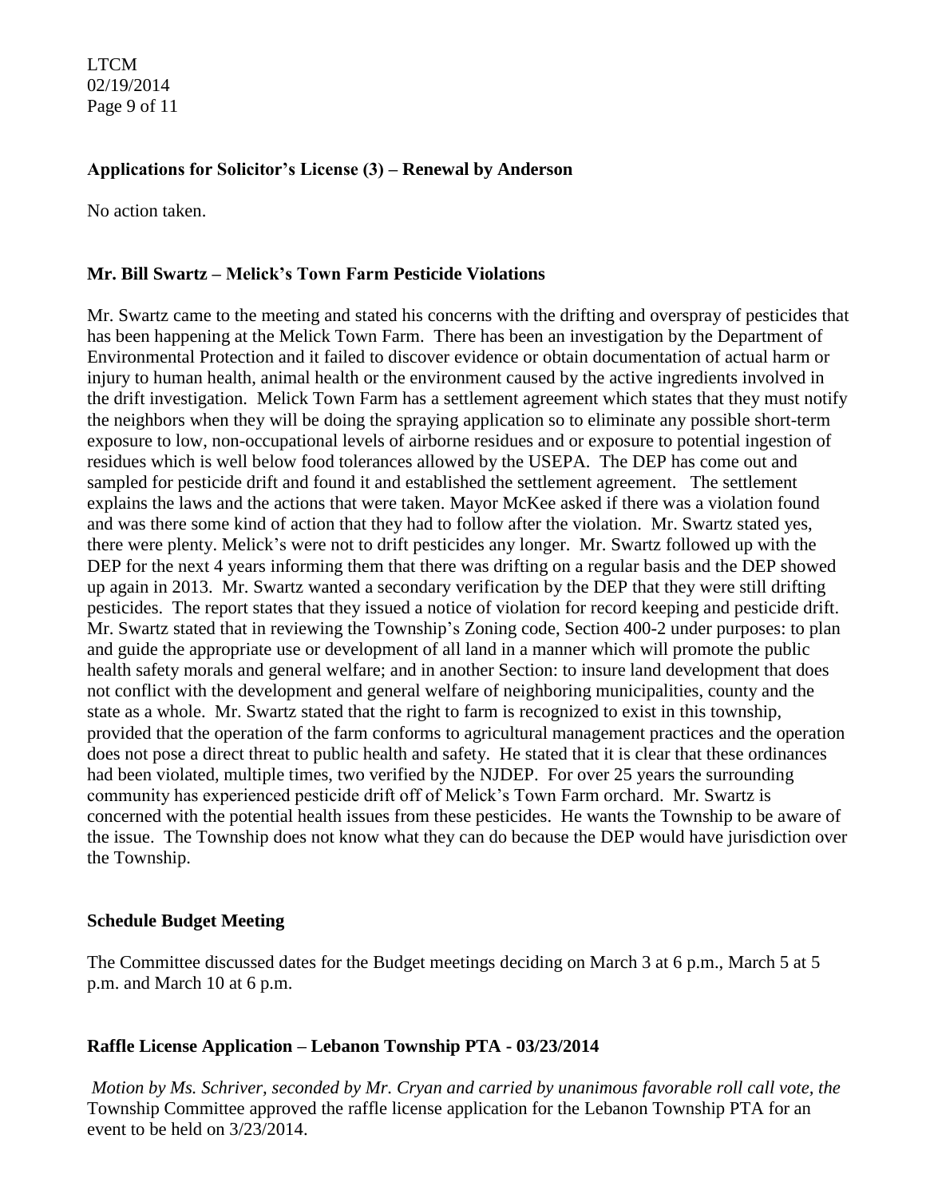**Applications for Solicitor's License (3) – Renewal by Anderson**

No action taken.

**Mr. Bill Swartz – Melick's Town Farm Pesticide Violations**

Mr. Swartz came to the meeting and stated his concerns with the drifting and overspray of pesticides that has been happening at the Melick Town Farm. There has been an investigation by the Department of Environmental Protection and it failed to discover evidence or obtain documentation of actual harm or injury to human health, animal health or the environment caused by the active ingredients involved in the drift investigation. Melick Town Farm has a settlement agreement which states that they must notify the neighbors when they will be doing the spraying application so to eliminate any possible short-term exposure to low, non-occupational levels of airborne residues and or exposure to potential ingestion of residues which is well below food tolerances allowed by the USEPA. The DEP has come out and sampled for pesticide drift and found it and established the settlement agreement. The settlement explains the laws and the actions that were taken. Mayor McKee asked if there was a violation found and was there some kind of action that they had to follow after the violation. Mr. Swartz stated yes, there were plenty. Melick's were not to drift pesticides any longer. Mr. Swartz followed up with the DEP for the next 4 years informing them that there was drifting on a regular basis and the DEP showed up again in 2013. Mr. Swartz wanted a secondary verification by the DEP that they were still drifting pesticides. The report states that they issued a notice of violation for record keeping and pesticide drift. Mr. Swartz stated that in reviewing the Township's Zoning code, Section 400-2 under purposes: to plan and guide the appropriate use or development of all land in a manner which will promote the public health safety morals and general welfare; and in another Section: to insure land development that does not conflict with the development and general welfare of neighboring municipalities, county and the state as a whole. Mr. Swartz stated that the right to farm is recognized to exist in this township, provided that the operation of the farm conforms to agricultural management practices and the operation does not pose a direct threat to public health and safety. He stated that it is clear that these ordinances had been violated, multiple times, two verified by the NJDEP. For over 25 years the surrounding community has experienced pesticide drift off of Melick's Town Farm orchard. Mr. Swartz is concerned with the potential health issues from these pesticides. He wants the Township to be aware of the issue. The Township does not know what they can do because the DEP would have jurisdiction over the Township.

**Schedule Budget Meeting**

The Committee discussed dates for the Budget meetings deciding on March 3 at 6 p.m., March 5 at 5 p.m. and March 10 at 6 p.m.

**Raffle License Application – Lebanon Township PTA - 03/23/2014**

*Motion by Ms. Schriver, seconded by Mr. Cryan and carried by unanimous favorable roll call vote, the* Township Committee approved the raffle license application for the Lebanon Township PTA for an event to be held on 3/23/2014.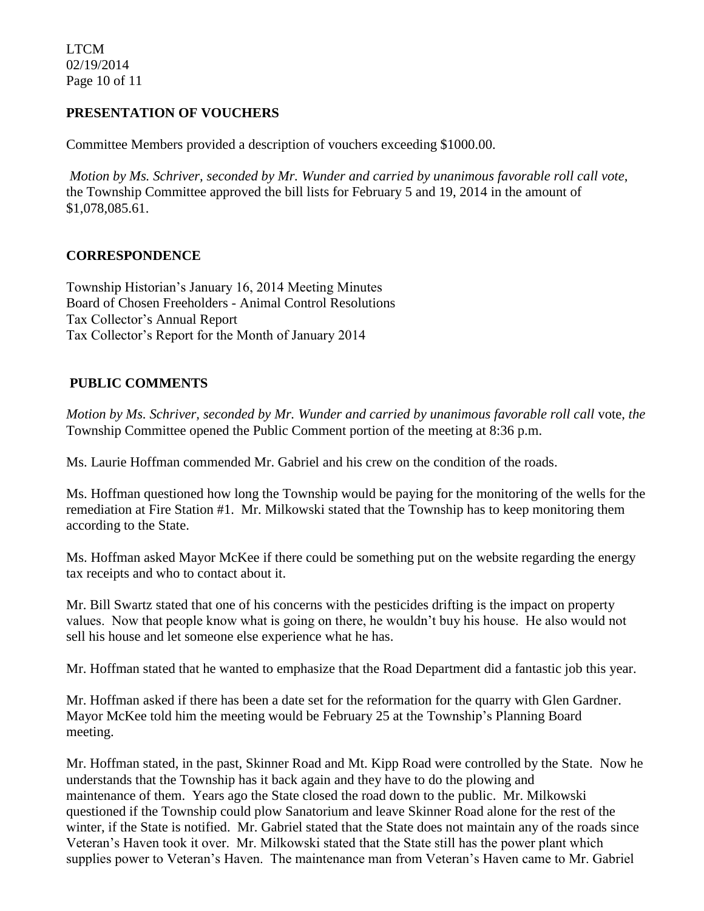**PRESENTATION OF VOUCHERS**

Committee Members provided a description of vouchers exceeding $1000.00.

*Motion by Ms. Schriver, seconded by Mr. Wunder and carried by unanimous favorable roll call vote*, the Township Committee approved the bill lists for February 5 and 19, 2014 in the amount of $1,078,085.61.

**CORRESPONDENCE**

Township Historian's January 16, 2014 Meeting Minutes
Board of Chosen Freeholders - Animal Control Resolutions
Tax Collector's Annual Report
Tax Collector's Report for the Month of January 2014

**PUBLIC COMMENTS**

*Motion by Ms. Schriver, seconded by Mr. Wunder and carried by unanimous favorable roll call* vote, *the* Township Committee opened the Public Comment portion of the meeting at 8:36 p.m.

Ms. Laurie Hoffman commended Mr. Gabriel and his crew on the condition of the roads.

Ms. Hoffman questioned how long the Township would be paying for the monitoring of the wells for the remediation at Fire Station #1. Mr. Milkowski stated that the Township has to keep monitoring them according to the State.

Ms. Hoffman asked Mayor McKee if there could be something put on the website regarding the energy tax receipts and who to contact about it.

Mr. Bill Swartz stated that one of his concerns with the pesticides drifting is the impact on property values. Now that people know what is going on there, he wouldn't buy his house. He also would not sell his house and let someone else experience what he has.

Mr. Hoffman stated that he wanted to emphasize that the Road Department did a fantastic job this year.

Mr. Hoffman asked if there has been a date set for the reformation for the quarry with Glen Gardner. Mayor McKee told him the meeting would be February 25 at the Township's Planning Board meeting.

Mr. Hoffman stated, in the past, Skinner Road and Mt. Kipp Road were controlled by the State. Now he understands that the Township has it back again and they have to do the plowing and maintenance of them. Years ago the State closed the road down to the public. Mr. Milkowski questioned if the Township could plow Sanatorium and leave Skinner Road alone for the rest of the winter, if the State is notified. Mr. Gabriel stated that the State does not maintain any of the roads since Veteran's Haven took it over. Mr. Milkowski stated that the State still has the power plant which supplies power to Veteran's Haven. The maintenance man from Veteran's Haven came to Mr. Gabriel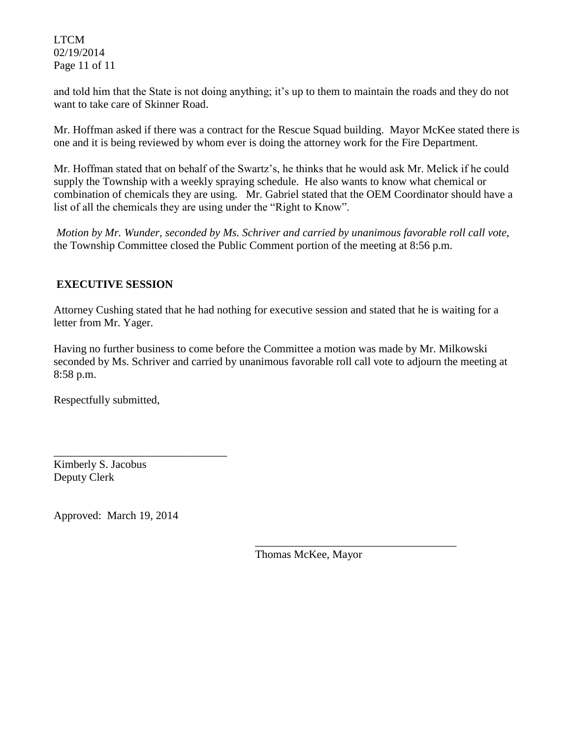and told him that the State is not doing anything; it's up to them to maintain the roads and they do not want to take care of Skinner Road.

Mr. Hoffman asked if there was a contract for the Rescue Squad building. Mayor McKee stated there is one and it is being reviewed by whom ever is doing the attorney work for the Fire Department.

Mr. Hoffman stated that on behalf of the Swartz's, he thinks that he would ask Mr. Melick if he could supply the Township with a weekly spraying schedule. He also wants to know what chemical or combination of chemicals they are using. Mr. Gabriel stated that the OEM Coordinator should have a list of all the chemicals they are using under the "Right to Know".

*Motion by Mr. Wunder, seconded by Ms. Schriver and carried by unanimous favorable roll call vote,* the Township Committee closed the Public Comment portion of the meeting at 8:56 p.m.

## EXECUTIVE SESSION

Attorney Cushing stated that he had nothing for executive session and stated that he is waiting for a letter from Mr. Yager.

Having no further business to come before the Committee a motion was made by Mr. Milkowski seconded by Ms. Schriver and carried by unanimous favorable roll call vote to adjourn the meeting at 8:58 p.m.

Respectfully submitted,

\_\_\_\_\_\_\_\_\_\_\_\_\_\_\_\_\_\_\_\_\_\_\_\_\_\_\_\_\_\_\_

Kimberly S. Jacobus
Deputy Clerk

Approved: March 19, 2014

\_\_\_\_\_\_\_\_\_\_\_\_\_\_\_\_\_\_\_\_\_\_\_\_\_\_\_\_\_\_\_\_\_\_\_\_

Thomas McKee, Mayor